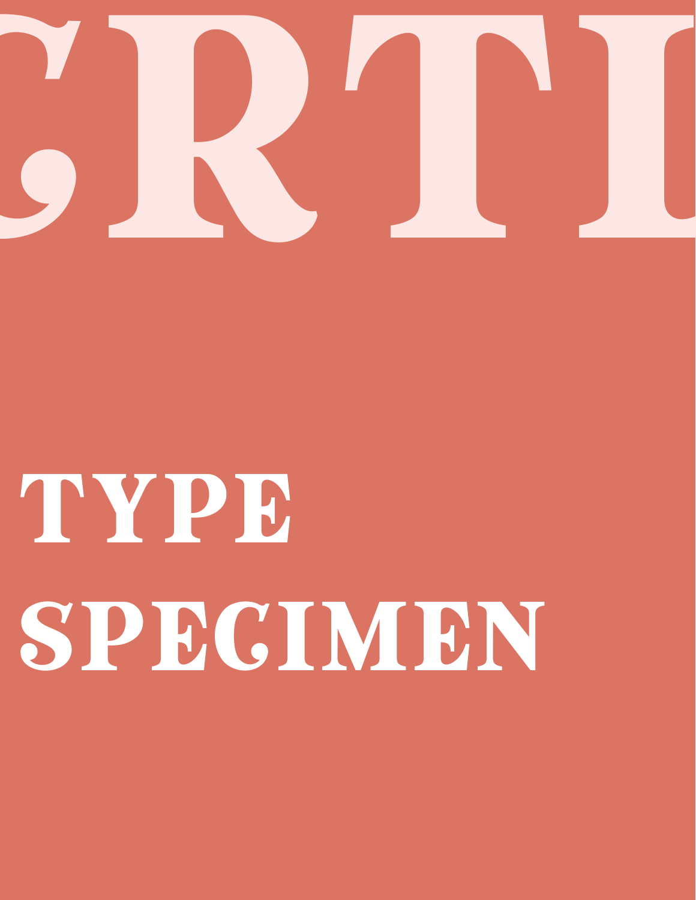# CRTI

# TYPE SPECIMEN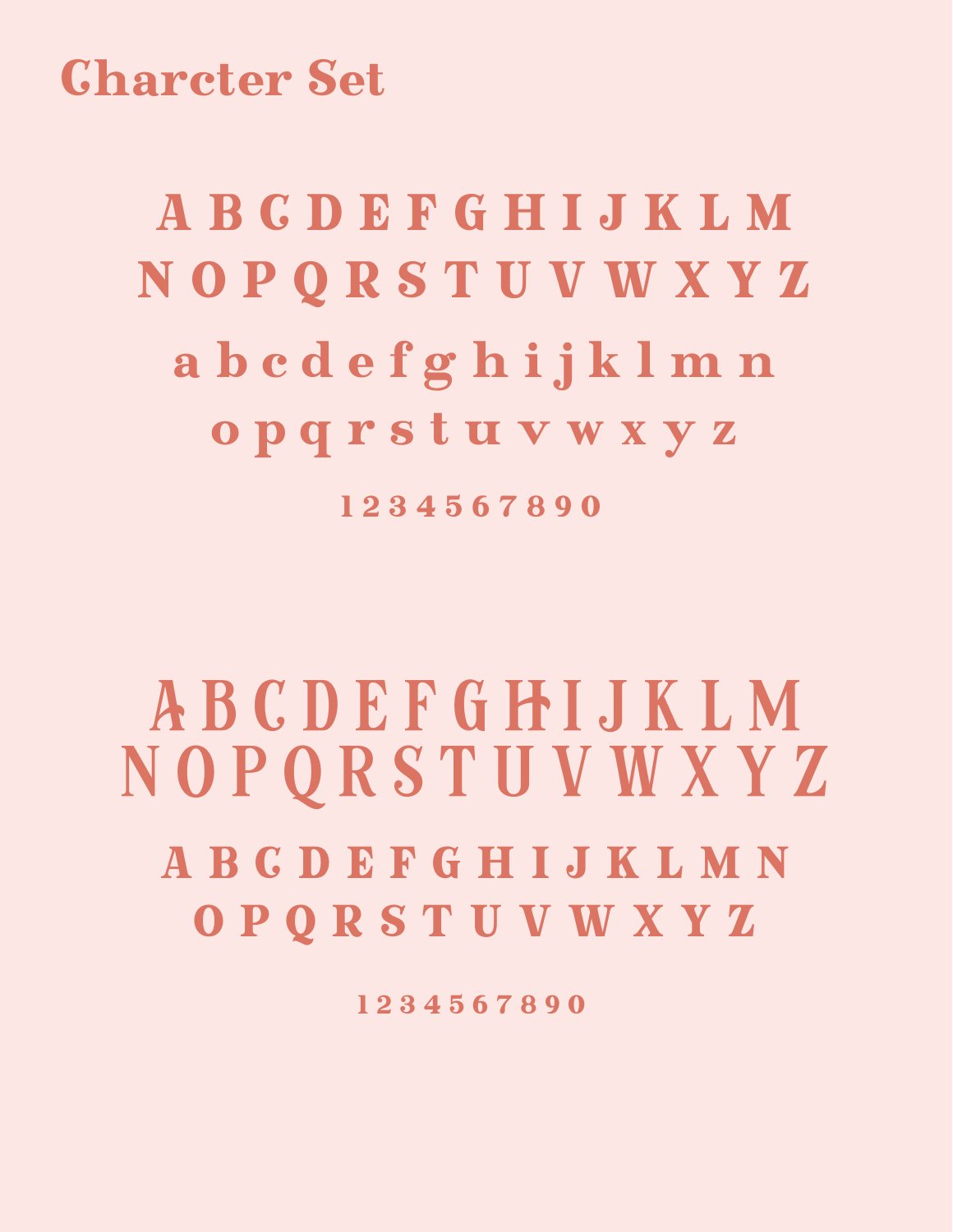# Charcter Set

A B C D E F G H I J K L M
N O P Q R S T U V W X Y Z
a b c d e f g h i j k l m n
o p q r s t u v w x y z
1 2 3 4 5 6 7 8 9 0

A B C D E F G H I J K L M
N O P Q R S T U V W X Y Z
A B C D E F G H I J K L M N
O P Q R S T U V W X Y Z
1 2 3 4 5 6 7 8 9 0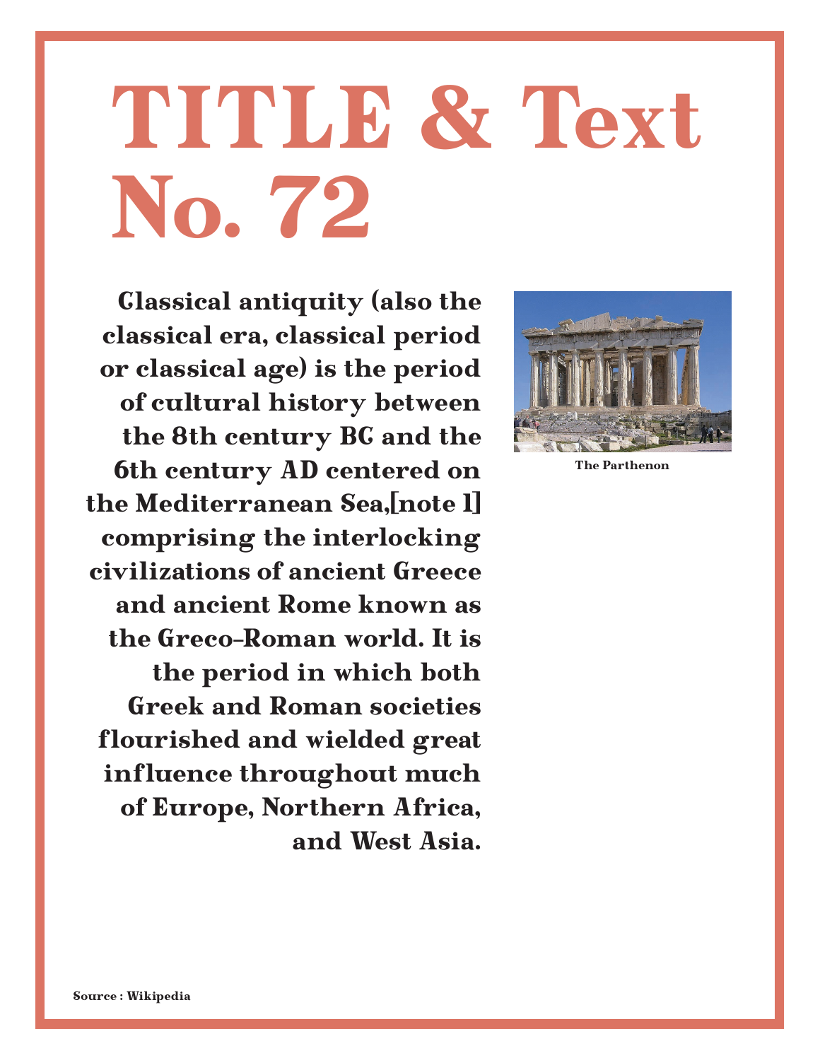# TITLE & Text No. 72

**Classical antiquity (also the classical era, classical period or classical age) is the period of cultural history between the 8th century BC and the 6th century AD centered on the Mediterranean Sea,[note 1] comprising the interlocking civilizations of ancient Greece and ancient Rome known as the Greco-Roman world. It is the period in which both Greek and Roman societies flourished and wielded great influence throughout much of Europe, Northern Africa, and West Asia.**

**The Parthenon**

**Source : Wikipedia**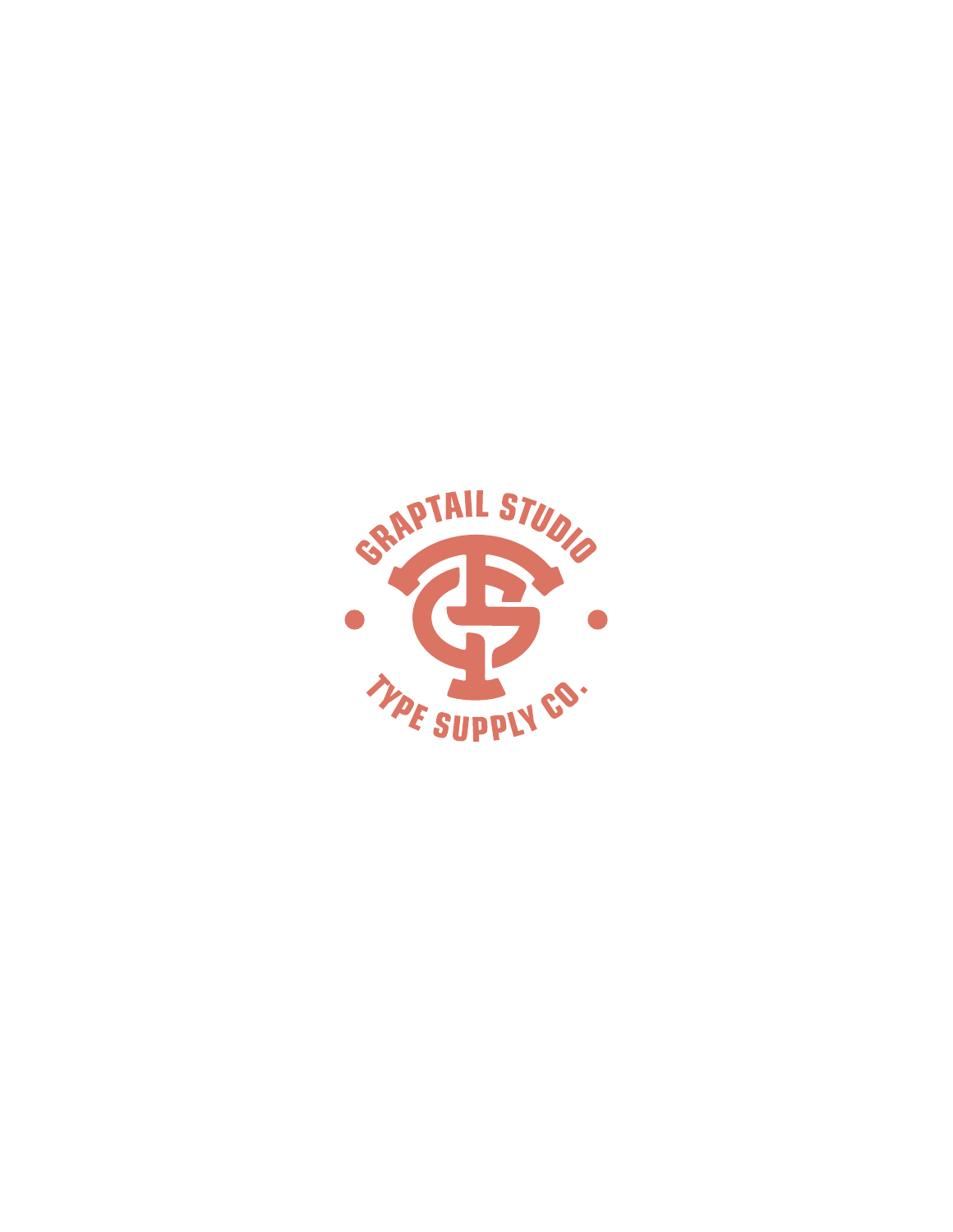GRAPTAIL STUDIO

TYPE SUPPLY CO.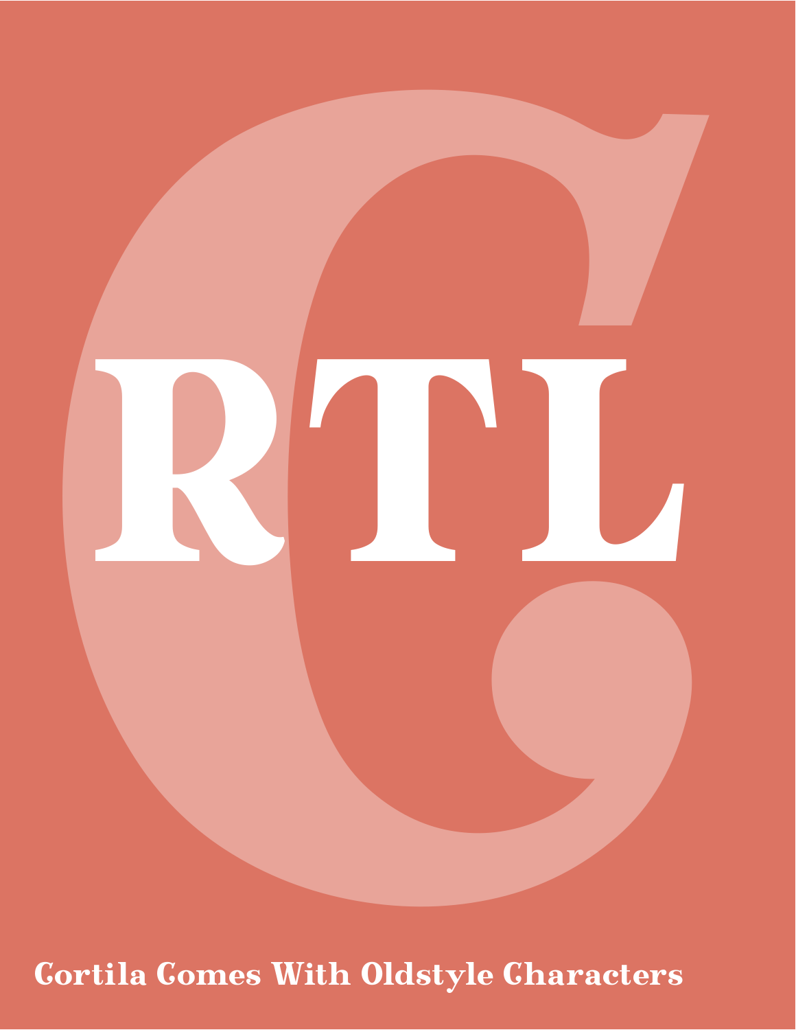C

# RTL

Cortila Comes With Oldstyle Characters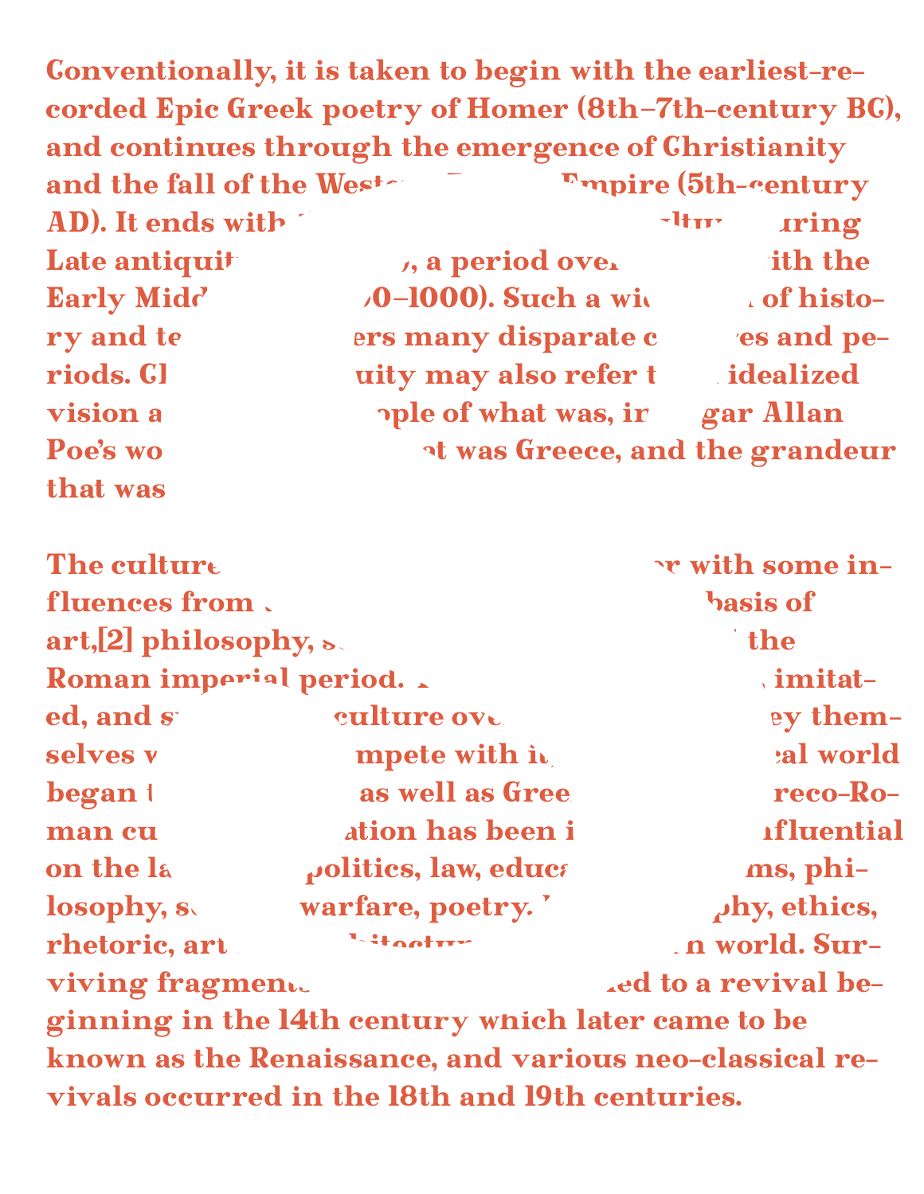Conventionally, it is taken to begin with the earliest-recorded Epic Greek poetry of Homer (8th–7th-century BC), and continues through the emergence of Christianity and the fall of the Weste Empire (5th-century AD). It ends with ultu uring Late antiqui , a period ove ith the Early Midd 0–1000). Such a wi of history and te ers many disparate c es and periods. Cl uity may also refer t idealized vision a ple of what was, i gar Allan Poe's wo t was Greece, and the grandeur that was

The culture r with some influences from basis of art,[2] philosophy, s the Roman imperial period. imitated, and s culture ove ey themselves w mpete with i al world began t as well as Gree reco-Roman cu ation has been i nfluential on the la politics, law, educ ms, philosophy, s warfare, poetry. phy, ethics, rhetoric, art n world. Surviving fragmen ed to a revival beginning in the 14th century which later came to be known as the Renaissance, and various neo-classical revivals occurred in the 18th and 19th centuries.